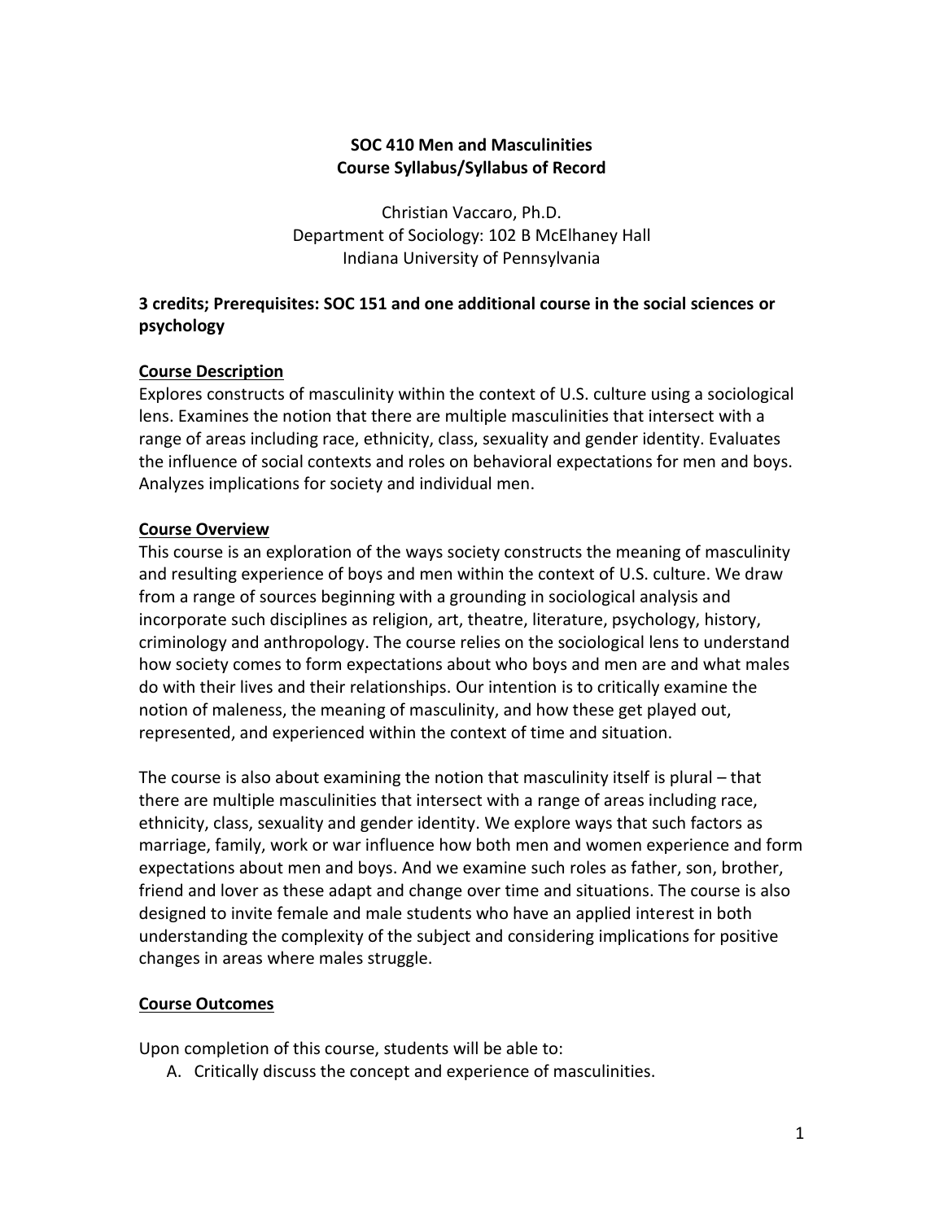# SOC 410 Men and Masculinities
## Course Syllabus/Syllabus of Record

Christian Vaccaro, Ph.D.
Department of Sociology: 102 B McElhaney Hall
Indiana University of Pennsylvania

**3 credits; Prerequisites: SOC 151 and one additional course in the social sciences or psychology**

### Course Description

Explores constructs of masculinity within the context of U.S. culture using a sociological lens. Examines the notion that there are multiple masculinities that intersect with a range of areas including race, ethnicity, class, sexuality and gender identity. Evaluates the influence of social contexts and roles on behavioral expectations for men and boys. Analyzes implications for society and individual men.

### Course Overview

This course is an exploration of the ways society constructs the meaning of masculinity and resulting experience of boys and men within the context of U.S. culture. We draw from a range of sources beginning with a grounding in sociological analysis and incorporate such disciplines as religion, art, theatre, literature, psychology, history, criminology and anthropology. The course relies on the sociological lens to understand how society comes to form expectations about who boys and men are and what males do with their lives and their relationships. Our intention is to critically examine the notion of maleness, the meaning of masculinity, and how these get played out, represented, and experienced within the context of time and situation.

The course is also about examining the notion that masculinity itself is plural – that there are multiple masculinities that intersect with a range of areas including race, ethnicity, class, sexuality and gender identity. We explore ways that such factors as marriage, family, work or war influence how both men and women experience and form expectations about men and boys. And we examine such roles as father, son, brother, friend and lover as these adapt and change over time and situations. The course is also designed to invite female and male students who have an applied interest in both understanding the complexity of the subject and considering implications for positive changes in areas where males struggle.

### Course Outcomes

Upon completion of this course, students will be able to:

A. Critically discuss the concept and experience of masculinities.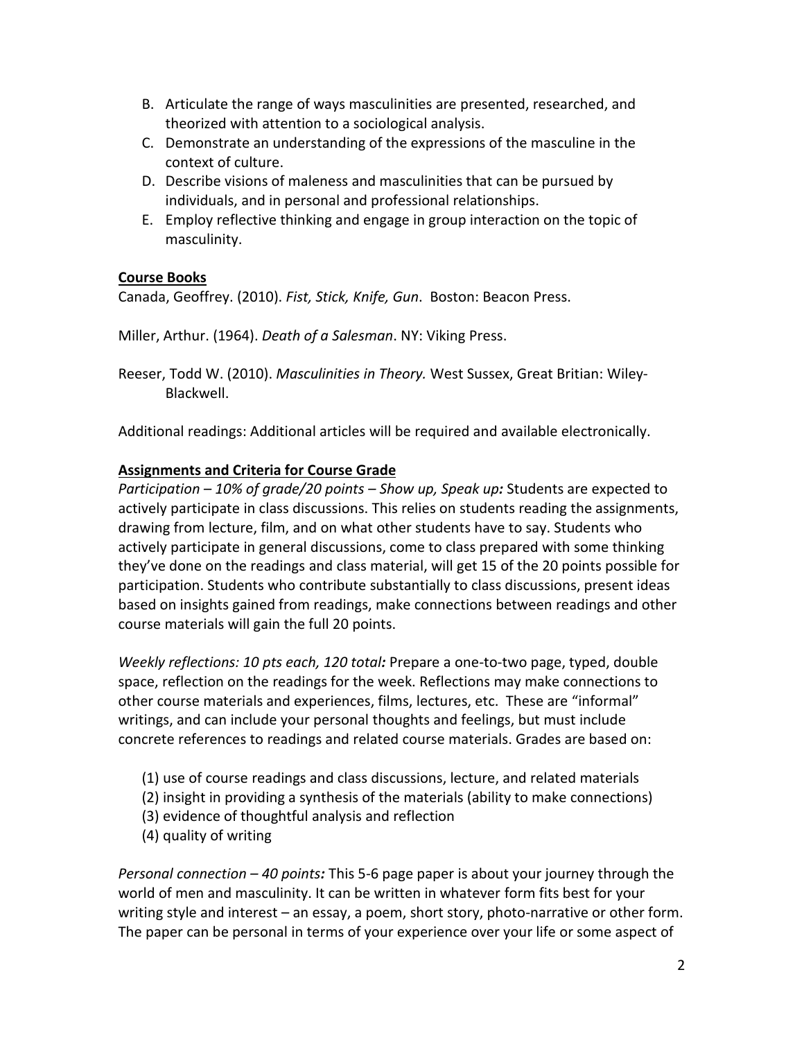B. Articulate the range of ways masculinities are presented, researched, and theorized with attention to a sociological analysis.
C. Demonstrate an understanding of the expressions of the masculine in the context of culture.
D. Describe visions of maleness and masculinities that can be pursued by individuals, and in personal and professional relationships.
E. Employ reflective thinking and engage in group interaction on the topic of masculinity.

**Course Books**

Canada, Geoffrey. (2010). *Fist, Stick, Knife, Gun*. Boston: Beacon Press.

Miller, Arthur. (1964). *Death of a Salesman*. NY: Viking Press.

Reeser, Todd W. (2010). *Masculinities in Theory.* West Sussex, Great Britian: Wiley-Blackwell.

Additional readings: Additional articles will be required and available electronically.

**Assignments and Criteria for Course Grade**

*Participation – 10% of grade/20 points – Show up, Speak up:* Students are expected to actively participate in class discussions. This relies on students reading the assignments, drawing from lecture, film, and on what other students have to say. Students who actively participate in general discussions, come to class prepared with some thinking they've done on the readings and class material, will get 15 of the 20 points possible for participation. Students who contribute substantially to class discussions, present ideas based on insights gained from readings, make connections between readings and other course materials will gain the full 20 points.

*Weekly reflections: 10 pts each, 120 total:* Prepare a one-to-two page, typed, double space, reflection on the readings for the week. Reflections may make connections to other course materials and experiences, films, lectures, etc. These are "informal" writings, and can include your personal thoughts and feelings, but must include concrete references to readings and related course materials. Grades are based on:

(1) use of course readings and class discussions, lecture, and related materials
(2) insight in providing a synthesis of the materials (ability to make connections)
(3) evidence of thoughtful analysis and reflection
(4) quality of writing

*Personal connection – 40 points:* This 5-6 page paper is about your journey through the world of men and masculinity. It can be written in whatever form fits best for your writing style and interest – an essay, a poem, short story, photo-narrative or other form. The paper can be personal in terms of your experience over your life or some aspect of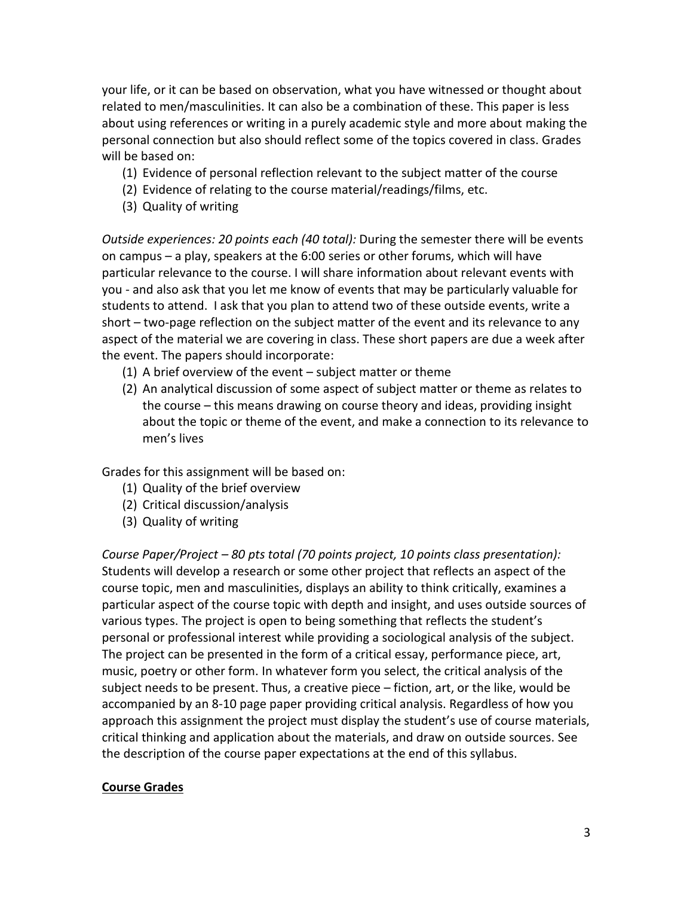your life, or it can be based on observation, what you have witnessed or thought about related to men/masculinities. It can also be a combination of these. This paper is less about using references or writing in a purely academic style and more about making the personal connection but also should reflect some of the topics covered in class. Grades will be based on:

(1) Evidence of personal reflection relevant to the subject matter of the course
(2) Evidence of relating to the course material/readings/films, etc.
(3) Quality of writing

*Outside experiences: 20 points each (40 total):* During the semester there will be events on campus – a play, speakers at the 6:00 series or other forums, which will have particular relevance to the course. I will share information about relevant events with you - and also ask that you let me know of events that may be particularly valuable for students to attend. I ask that you plan to attend two of these outside events, write a short – two-page reflection on the subject matter of the event and its relevance to any aspect of the material we are covering in class. These short papers are due a week after the event. The papers should incorporate:

(1) A brief overview of the event – subject matter or theme
(2) An analytical discussion of some aspect of subject matter or theme as relates to the course – this means drawing on course theory and ideas, providing insight about the topic or theme of the event, and make a connection to its relevance to men's lives

Grades for this assignment will be based on:

(1) Quality of the brief overview
(2) Critical discussion/analysis
(3) Quality of writing

*Course Paper/Project – 80 pts total (70 points project, 10 points class presentation):* Students will develop a research or some other project that reflects an aspect of the course topic, men and masculinities, displays an ability to think critically, examines a particular aspect of the course topic with depth and insight, and uses outside sources of various types. The project is open to being something that reflects the student's personal or professional interest while providing a sociological analysis of the subject. The project can be presented in the form of a critical essay, performance piece, art, music, poetry or other form. In whatever form you select, the critical analysis of the subject needs to be present. Thus, a creative piece – fiction, art, or the like, would be accompanied by an 8-10 page paper providing critical analysis. Regardless of how you approach this assignment the project must display the student's use of course materials, critical thinking and application about the materials, and draw on outside sources. See the description of the course paper expectations at the end of this syllabus.

## Course Grades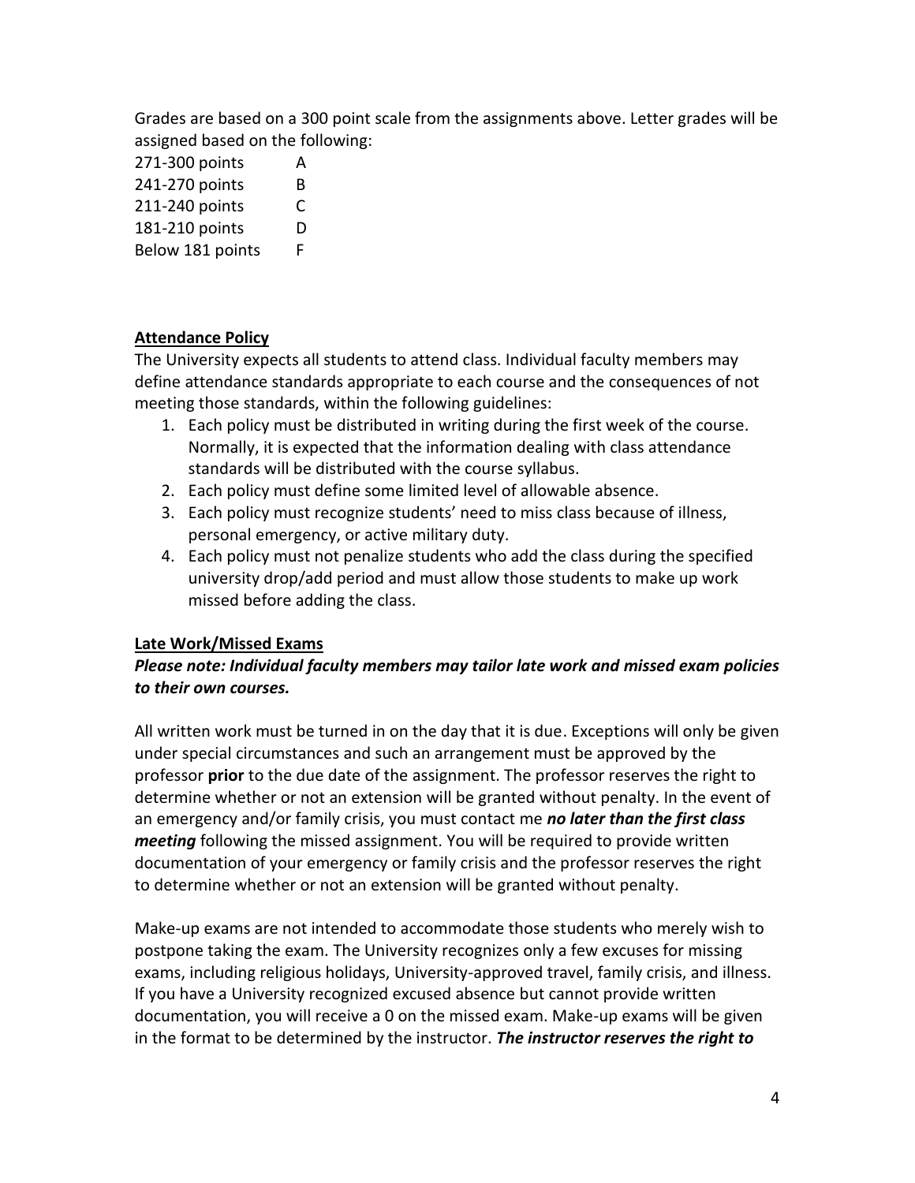Grades are based on a 300 point scale from the assignments above. Letter grades will be assigned based on the following:

| Points | Grade |
| --- | --- |
| 271-300 points | A |
| 241-270 points | B |
| 211-240 points | C |
| 181-210 points | D |
| Below 181 points | F |

**Attendance Policy**

The University expects all students to attend class. Individual faculty members may define attendance standards appropriate to each course and the consequences of not meeting those standards, within the following guidelines:

1. Each policy must be distributed in writing during the first week of the course. Normally, it is expected that the information dealing with class attendance standards will be distributed with the course syllabus.
2. Each policy must define some limited level of allowable absence.
3. Each policy must recognize students' need to miss class because of illness, personal emergency, or active military duty.
4. Each policy must not penalize students who add the class during the specified university drop/add period and must allow those students to make up work missed before adding the class.

**Late Work/Missed Exams**

***Please note: Individual faculty members may tailor late work and missed exam policies to their own courses.***

All written work must be turned in on the day that it is due. Exceptions will only be given under special circumstances and such an arrangement must be approved by the professor **prior** to the due date of the assignment. The professor reserves the right to determine whether or not an extension will be granted without penalty. In the event of an emergency and/or family crisis, you must contact me ***no later than the first class meeting*** following the missed assignment. You will be required to provide written documentation of your emergency or family crisis and the professor reserves the right to determine whether or not an extension will be granted without penalty.

Make-up exams are not intended to accommodate those students who merely wish to postpone taking the exam. The University recognizes only a few excuses for missing exams, including religious holidays, University-approved travel, family crisis, and illness. If you have a University recognized excused absence but cannot provide written documentation, you will receive a 0 on the missed exam. Make-up exams will be given in the format to be determined by the instructor. ***The instructor reserves the right to***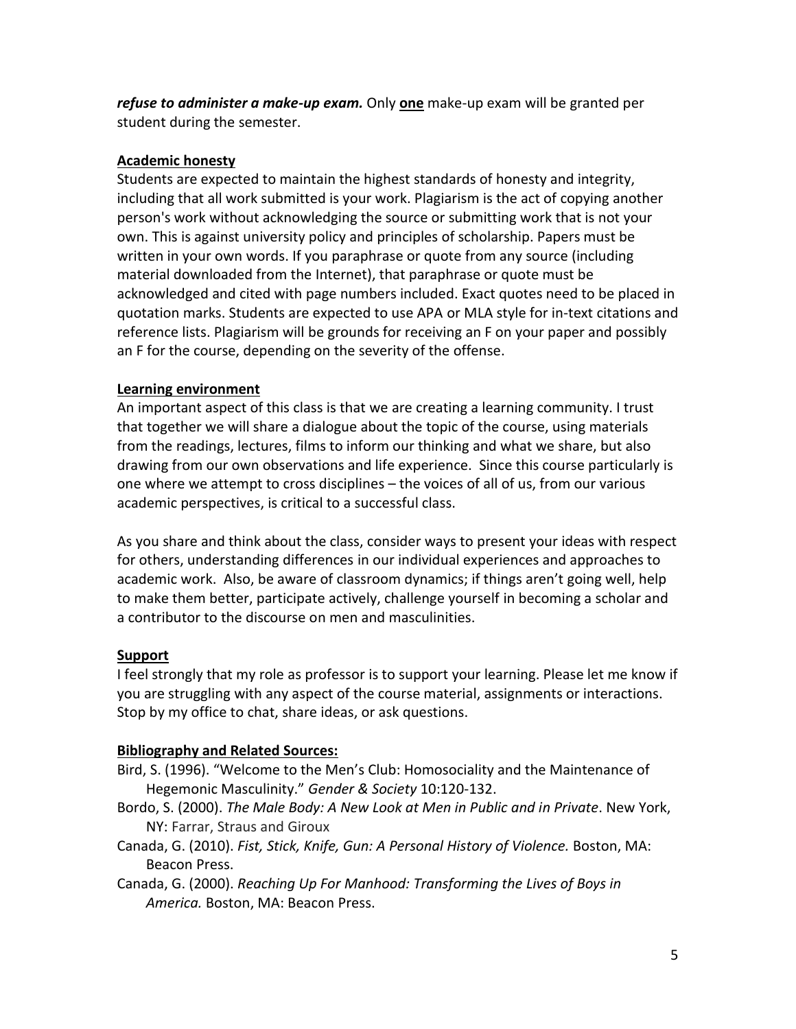***refuse to administer a make-up exam.*** Only **one** make-up exam will be granted per student during the semester.

**Academic honesty**

Students are expected to maintain the highest standards of honesty and integrity, including that all work submitted is your work. Plagiarism is the act of copying another person's work without acknowledging the source or submitting work that is not your own. This is against university policy and principles of scholarship. Papers must be written in your own words. If you paraphrase or quote from any source (including material downloaded from the Internet), that paraphrase or quote must be acknowledged and cited with page numbers included. Exact quotes need to be placed in quotation marks. Students are expected to use APA or MLA style for in-text citations and reference lists. Plagiarism will be grounds for receiving an F on your paper and possibly an F for the course, depending on the severity of the offense.

**Learning environment**

An important aspect of this class is that we are creating a learning community. I trust that together we will share a dialogue about the topic of the course, using materials from the readings, lectures, films to inform our thinking and what we share, but also drawing from our own observations and life experience. Since this course particularly is one where we attempt to cross disciplines – the voices of all of us, from our various academic perspectives, is critical to a successful class.

As you share and think about the class, consider ways to present your ideas with respect for others, understanding differences in our individual experiences and approaches to academic work. Also, be aware of classroom dynamics; if things aren't going well, help to make them better, participate actively, challenge yourself in becoming a scholar and a contributor to the discourse on men and masculinities.

**Support**

I feel strongly that my role as professor is to support your learning. Please let me know if you are struggling with any aspect of the course material, assignments or interactions. Stop by my office to chat, share ideas, or ask questions.

**Bibliography and Related Sources:**

Bird, S. (1996). "Welcome to the Men's Club: Homosociality and the Maintenance of Hegemonic Masculinity." *Gender & Society* 10:120-132.

Bordo, S. (2000). *The Male Body: A New Look at Men in Public and in Private*. New York, NY: Farrar, Straus and Giroux

Canada, G. (2010). *Fist, Stick, Knife, Gun: A Personal History of Violence.* Boston, MA: Beacon Press.

Canada, G. (2000). *Reaching Up For Manhood: Transforming the Lives of Boys in America.* Boston, MA: Beacon Press.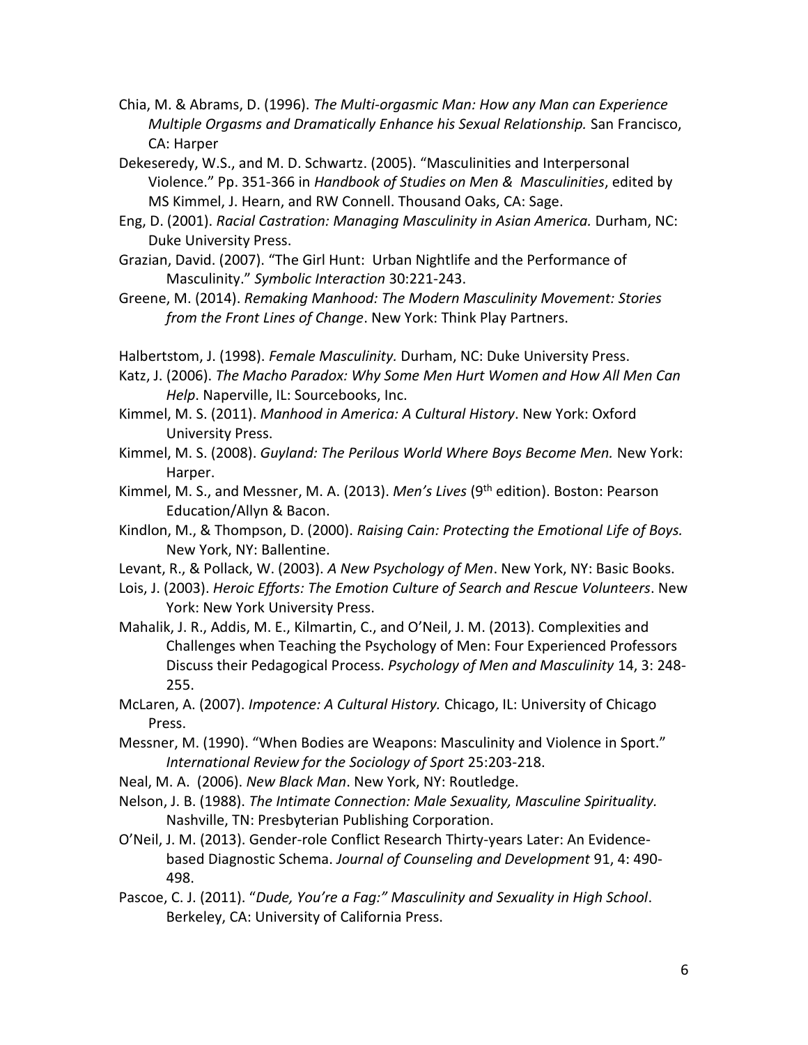Chia, M. & Abrams, D. (1996). *The Multi-orgasmic Man: How any Man can Experience Multiple Orgasms and Dramatically Enhance his Sexual Relationship.* San Francisco, CA: Harper

Dekeseredy, W.S., and M. D. Schwartz. (2005). "Masculinities and Interpersonal Violence." Pp. 351-366 in *Handbook of Studies on Men & Masculinities*, edited by MS Kimmel, J. Hearn, and RW Connell. Thousand Oaks, CA: Sage.

Eng, D. (2001). *Racial Castration: Managing Masculinity in Asian America.* Durham, NC: Duke University Press.

Grazian, David. (2007). "The Girl Hunt: Urban Nightlife and the Performance of Masculinity." *Symbolic Interaction* 30:221-243.

Greene, M. (2014). *Remaking Manhood: The Modern Masculinity Movement: Stories from the Front Lines of Change*. New York: Think Play Partners.

Halbertstom, J. (1998). *Female Masculinity.* Durham, NC: Duke University Press.

Katz, J. (2006). *The Macho Paradox: Why Some Men Hurt Women and How All Men Can Help*. Naperville, IL: Sourcebooks, Inc.

Kimmel, M. S. (2011). *Manhood in America: A Cultural History*. New York: Oxford University Press.

Kimmel, M. S. (2008). *Guyland: The Perilous World Where Boys Become Men.* New York: Harper.

Kimmel, M. S., and Messner, M. A. (2013). *Men's Lives* (9th edition). Boston: Pearson Education/Allyn & Bacon.

Kindlon, M., & Thompson, D. (2000). *Raising Cain: Protecting the Emotional Life of Boys.* New York, NY: Ballentine.

Levant, R., & Pollack, W. (2003). *A New Psychology of Men*. New York, NY: Basic Books.

Lois, J. (2003). *Heroic Efforts: The Emotion Culture of Search and Rescue Volunteers*. New York: New York University Press.

Mahalik, J. R., Addis, M. E., Kilmartin, C., and O'Neil, J. M. (2013). Complexities and Challenges when Teaching the Psychology of Men: Four Experienced Professors Discuss their Pedagogical Process. *Psychology of Men and Masculinity* 14, 3: 248-255.

McLaren, A. (2007). *Impotence: A Cultural History.* Chicago, IL: University of Chicago Press.

Messner, M. (1990). "When Bodies are Weapons: Masculinity and Violence in Sport." *International Review for the Sociology of Sport* 25:203-218.

Neal, M. A. (2006). *New Black Man*. New York, NY: Routledge.

Nelson, J. B. (1988). *The Intimate Connection: Male Sexuality, Masculine Spirituality.* Nashville, TN: Presbyterian Publishing Corporation.

O'Neil, J. M. (2013). Gender-role Conflict Research Thirty-years Later: An Evidence-based Diagnostic Schema. *Journal of Counseling and Development* 91, 4: 490-498.

Pascoe, C. J. (2011). "*Dude, You're a Fag:" Masculinity and Sexuality in High School*. Berkeley, CA: University of California Press.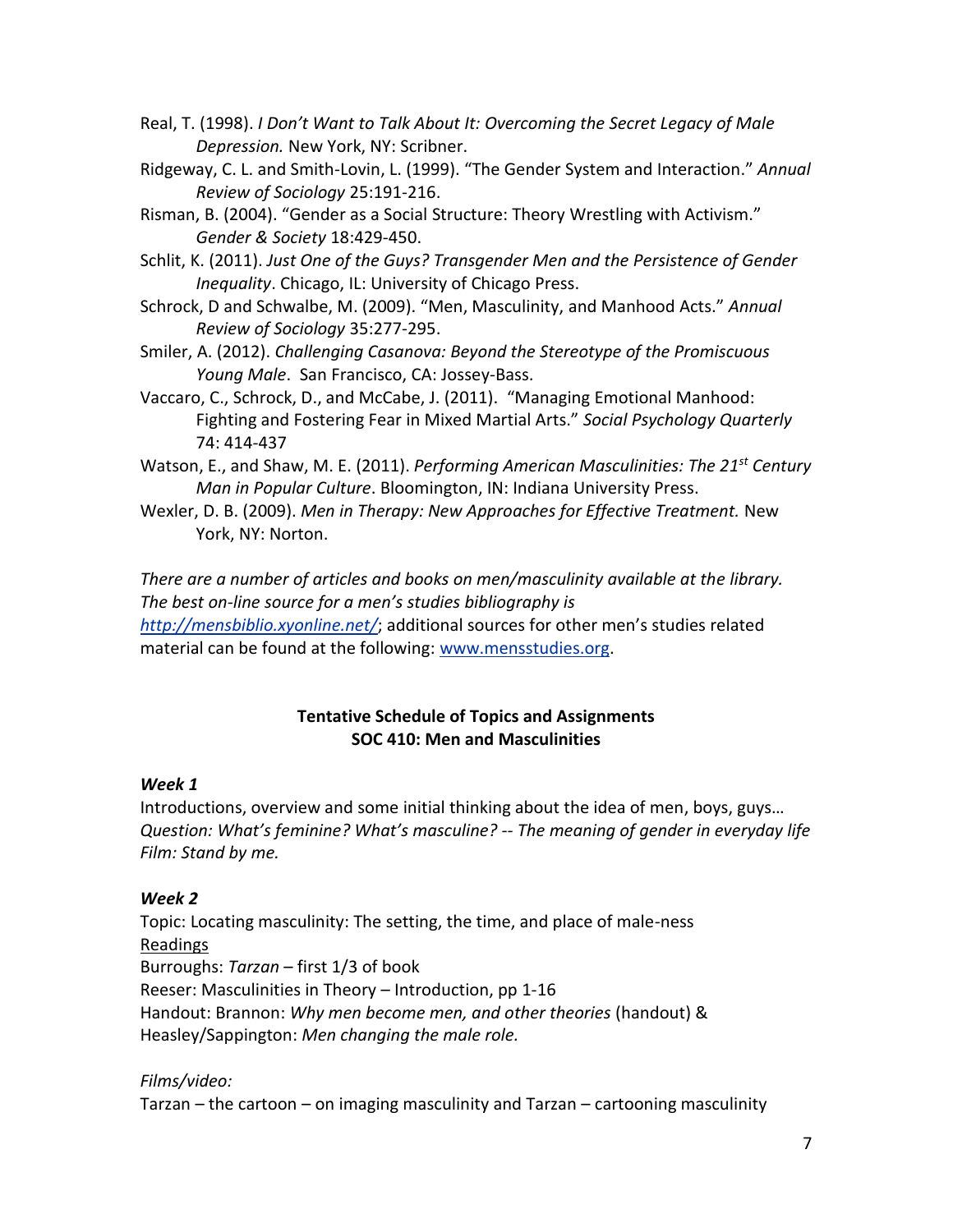Real, T. (1998). *I Don't Want to Talk About It: Overcoming the Secret Legacy of Male Depression.* New York, NY: Scribner.

Ridgeway, C. L. and Smith-Lovin, L. (1999). "The Gender System and Interaction." *Annual Review of Sociology* 25:191-216.

Risman, B. (2004). "Gender as a Social Structure: Theory Wrestling with Activism." *Gender & Society* 18:429-450.

Schlit, K. (2011). *Just One of the Guys? Transgender Men and the Persistence of Gender Inequality*. Chicago, IL: University of Chicago Press.

Schrock, D and Schwalbe, M. (2009). "Men, Masculinity, and Manhood Acts." *Annual Review of Sociology* 35:277-295.

Smiler, A. (2012). *Challenging Casanova: Beyond the Stereotype of the Promiscuous Young Male*. San Francisco, CA: Jossey-Bass.

Vaccaro, C., Schrock, D., and McCabe, J. (2011). "Managing Emotional Manhood: Fighting and Fostering Fear in Mixed Martial Arts." *Social Psychology Quarterly* 74: 414-437

Watson, E., and Shaw, M. E. (2011). *Performing American Masculinities: The 21st Century Man in Popular Culture*. Bloomington, IN: Indiana University Press.

Wexler, D. B. (2009). *Men in Therapy: New Approaches for Effective Treatment.* New York, NY: Norton.

*There are a number of articles and books on men/masculinity available at the library. The best on-line source for a men's studies bibliography is [http://mensbiblio.xyonline.net/](http://mensbiblio.xyonline.net/)*; additional sources for other men's studies related material can be found at the following: [www.mensstudies.org](http://www.mensstudies.org).

**Tentative Schedule of Topics and Assignments**
**SOC 410: Men and Masculinities**

### *Week 1*

Introductions, overview and some initial thinking about the idea of men, boys, guys…
*Question: What's feminine? What's masculine? -- The meaning of gender in everyday life*
*Film: Stand by me.*

### *Week 2*

Topic: Locating masculinity: The setting, the time, and place of male-ness
Readings
Burroughs: *Tarzan* – first 1/3 of book
Reeser: Masculinities in Theory – Introduction, pp 1-16
Handout: Brannon: *Why men become men, and other theories* (handout) & Heasley/Sappington: *Men changing the male role.*

*Films/video:*
Tarzan – the cartoon – on imaging masculinity and Tarzan – cartooning masculinity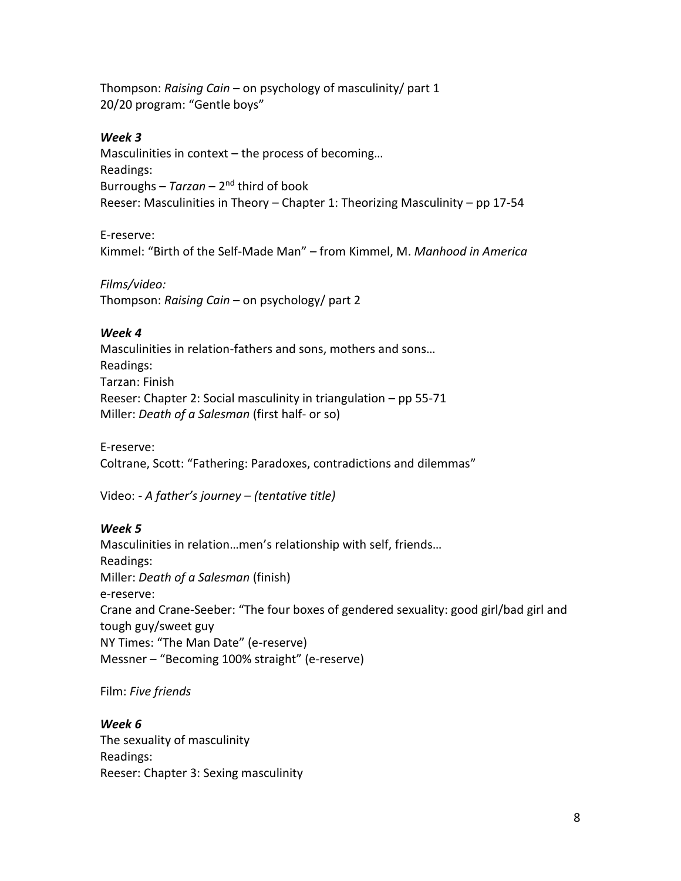Thompson: *Raising Cain* – on psychology of masculinity/ part 1
20/20 program: "Gentle boys"

***Week 3***
Masculinities in context – the process of becoming…
Readings:
Burroughs – *Tarzan* – 2nd third of book
Reeser: Masculinities in Theory – Chapter 1: Theorizing Masculinity – pp 17-54

E-reserve:
Kimmel: "Birth of the Self-Made Man" – from Kimmel, M. *Manhood in America*

*Films/video:*
Thompson: *Raising Cain* – on psychology/ part 2

***Week 4***
Masculinities in relation-fathers and sons, mothers and sons…
Readings:
Tarzan: Finish
Reeser: Chapter 2: Social masculinity in triangulation – pp 55-71
Miller: *Death of a Salesman* (first half- or so)

E-reserve:
Coltrane, Scott: "Fathering: Paradoxes, contradictions and dilemmas"

Video: - *A father's journey – (tentative title)*

***Week 5***
Masculinities in relation…men's relationship with self, friends…
Readings:
Miller: *Death of a Salesman* (finish)
e-reserve:
Crane and Crane-Seeber: "The four boxes of gendered sexuality: good girl/bad girl and tough guy/sweet guy
NY Times: "The Man Date" (e-reserve)
Messner – "Becoming 100% straight" (e-reserve)

Film: *Five friends*

***Week 6***
The sexuality of masculinity
Readings:
Reeser: Chapter 3: Sexing masculinity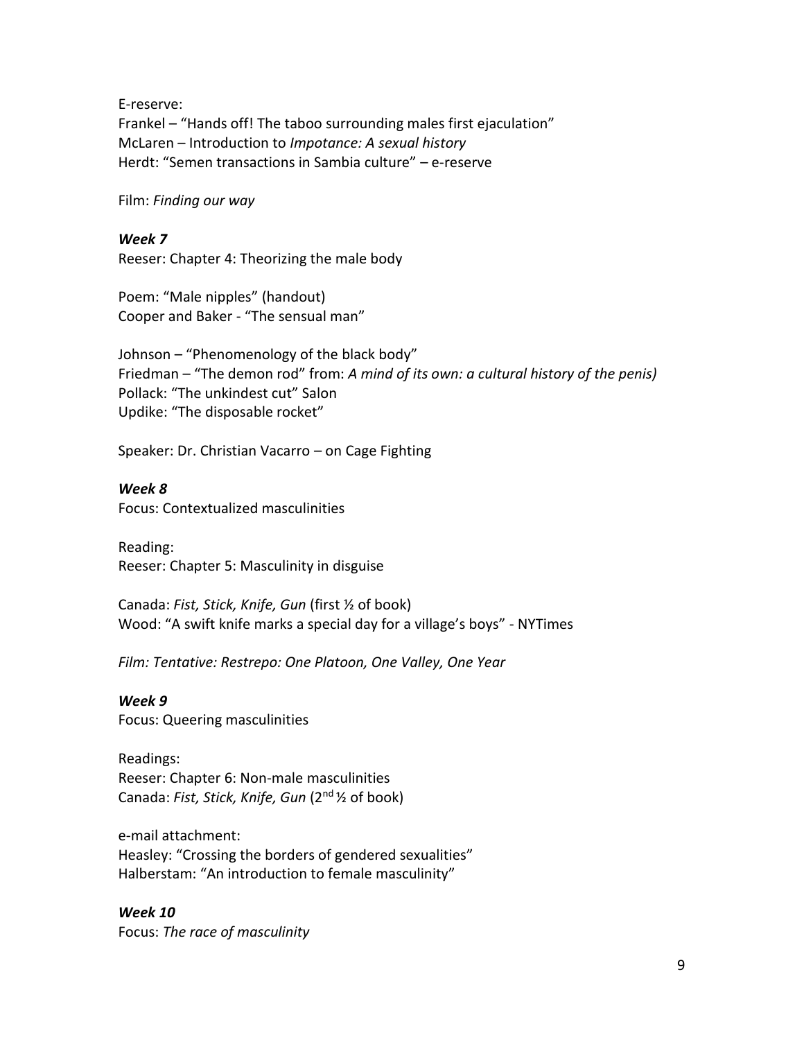E-reserve:
Frankel – "Hands off! The taboo surrounding males first ejaculation"
McLaren – Introduction to *Impotance: A sexual history*
Herdt: "Semen transactions in Sambia culture" – e-reserve

Film: *Finding our way*

***Week 7***
Reeser: Chapter 4: Theorizing the male body

Poem: "Male nipples" (handout)
Cooper and Baker - "The sensual man"

Johnson – "Phenomenology of the black body"
Friedman – "The demon rod" from: *A mind of its own: a cultural history of the penis)*
Pollack: "The unkindest cut" Salon
Updike: "The disposable rocket"

Speaker: Dr. Christian Vacarro – on Cage Fighting

***Week 8***
Focus: Contextualized masculinities

Reading:
Reeser: Chapter 5: Masculinity in disguise

Canada: *Fist, Stick, Knife, Gun* (first ½ of book)
Wood: "A swift knife marks a special day for a village's boys" - NYTimes

*Film: Tentative: Restrepo: One Platoon, One Valley, One Year*

***Week 9***
Focus: Queering masculinities

Readings:
Reeser: Chapter 6: Non-male masculinities
Canada: *Fist, Stick, Knife, Gun* (2nd ½ of book)

e-mail attachment:
Heasley: "Crossing the borders of gendered sexualities"
Halberstam: "An introduction to female masculinity"

***Week 10***
Focus: *The race of masculinity*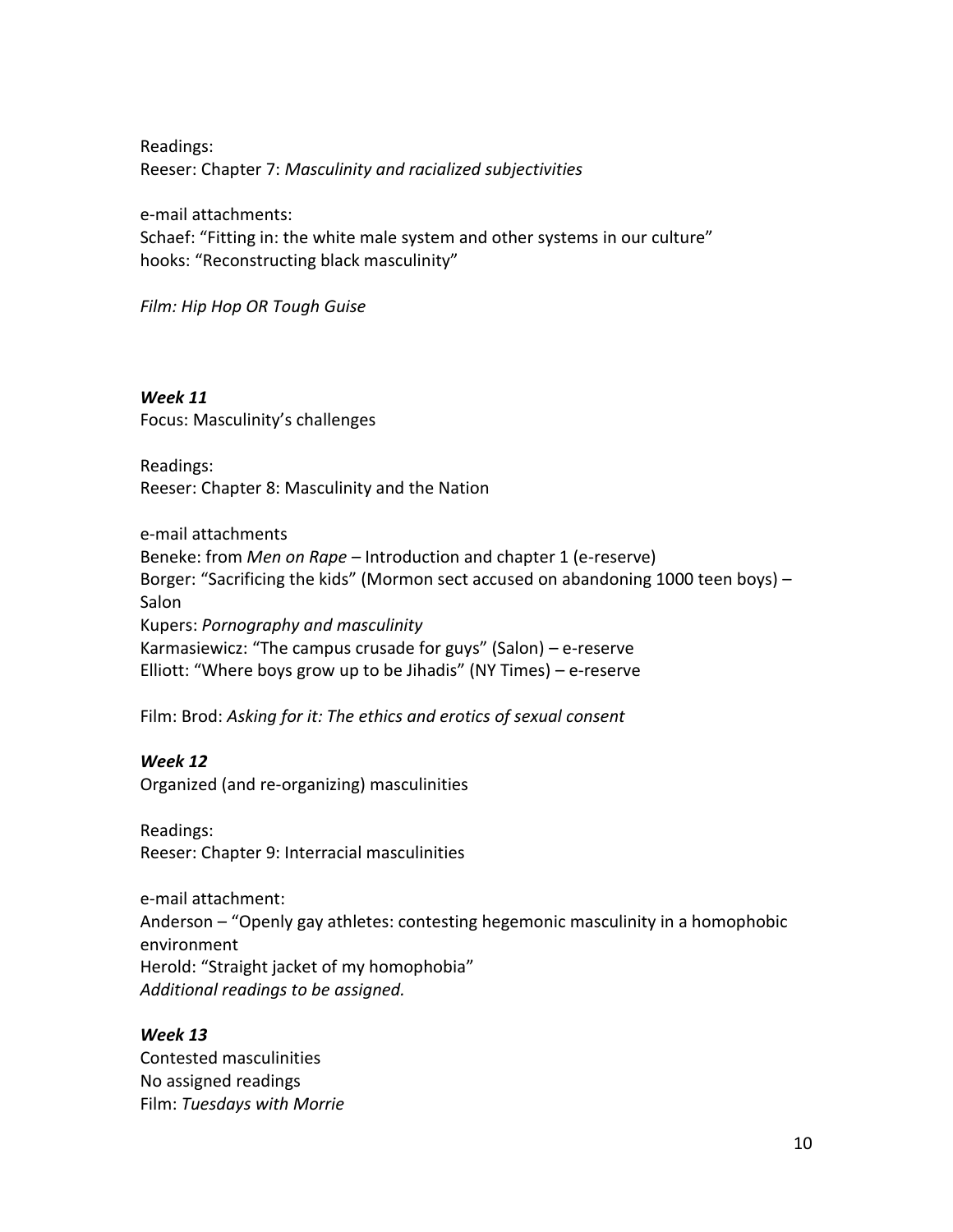Readings:
Reeser: Chapter 7: *Masculinity and racialized subjectivities*

e-mail attachments:
Schaef: "Fitting in: the white male system and other systems in our culture"
hooks: "Reconstructing black masculinity"

*Film: Hip Hop OR Tough Guise*

### *Week 11*

Focus: Masculinity's challenges

Readings:
Reeser: Chapter 8: Masculinity and the Nation

e-mail attachments
Beneke: from *Men on Rape* – Introduction and chapter 1 (e-reserve)
Borger: "Sacrificing the kids" (Mormon sect accused on abandoning 1000 teen boys) – Salon
Kupers: *Pornography and masculinity*
Karmasiewicz: "The campus crusade for guys" (Salon) – e-reserve
Elliott: "Where boys grow up to be Jihadis" (NY Times) – e-reserve

Film: Brod: *Asking for it: The ethics and erotics of sexual consent*

### *Week 12*

Organized (and re-organizing) masculinities

Readings:
Reeser: Chapter 9: Interracial masculinities

e-mail attachment:
Anderson – "Openly gay athletes: contesting hegemonic masculinity in a homophobic environment
Herold: "Straight jacket of my homophobia"
*Additional readings to be assigned.*

### *Week 13*

Contested masculinities
No assigned readings
Film: *Tuesdays with Morrie*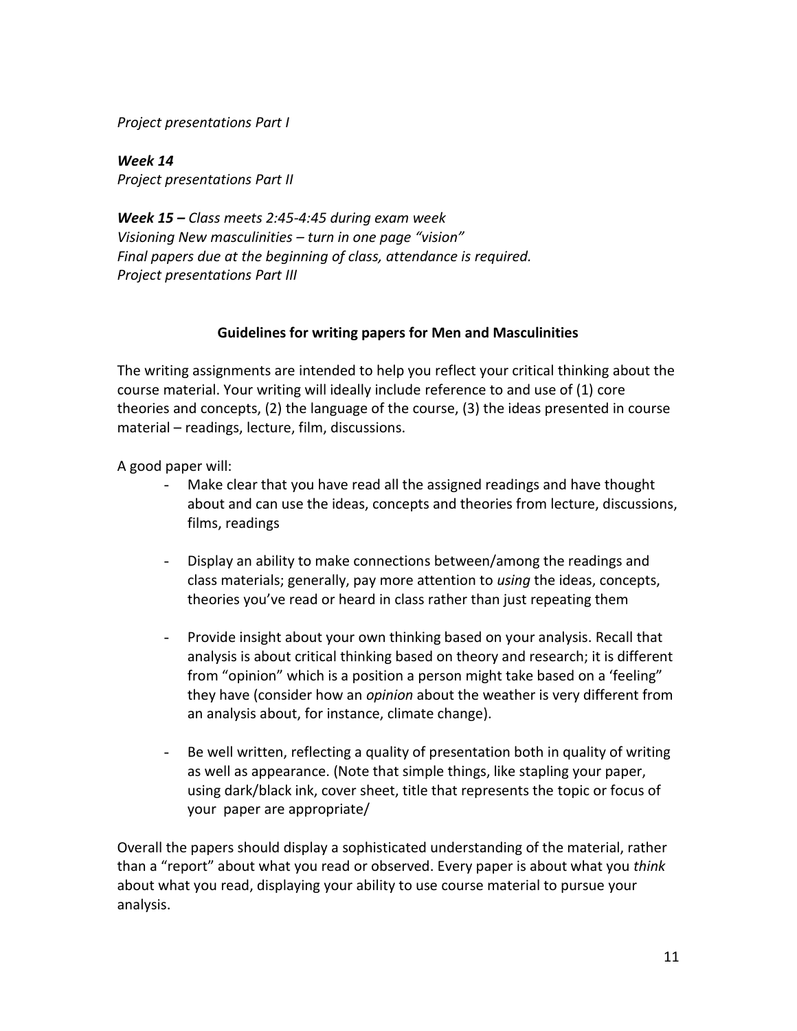*Project presentations Part I*

***Week 14***
*Project presentations Part II*

***Week 15 –*** *Class meets 2:45-4:45 during exam week*
*Visioning New masculinities – turn in one page "vision"*
*Final papers due at the beginning of class, attendance is required.*
*Project presentations Part III*

## Guidelines for writing papers for Men and Masculinities

The writing assignments are intended to help you reflect your critical thinking about the course material. Your writing will ideally include reference to and use of (1) core theories and concepts, (2) the language of the course, (3) the ideas presented in course material – readings, lecture, film, discussions.

A good paper will:

- Make clear that you have read all the assigned readings and have thought about and can use the ideas, concepts and theories from lecture, discussions, films, readings

- Display an ability to make connections between/among the readings and class materials; generally, pay more attention to *using* the ideas, concepts, theories you've read or heard in class rather than just repeating them

- Provide insight about your own thinking based on your analysis. Recall that analysis is about critical thinking based on theory and research; it is different from "opinion" which is a position a person might take based on a 'feeling" they have (consider how an *opinion* about the weather is very different from an analysis about, for instance, climate change).

- Be well written, reflecting a quality of presentation both in quality of writing as well as appearance. (Note that simple things, like stapling your paper, using dark/black ink, cover sheet, title that represents the topic or focus of your paper are appropriate/

Overall the papers should display a sophisticated understanding of the material, rather than a "report" about what you read or observed. Every paper is about what you *think* about what you read, displaying your ability to use course material to pursue your analysis.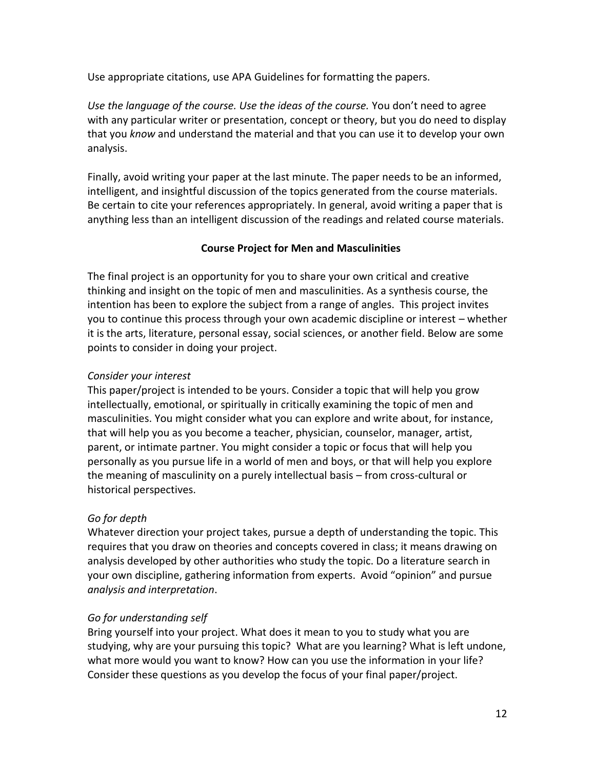Use appropriate citations, use APA Guidelines for formatting the papers.

*Use the language of the course. Use the ideas of the course.* You don't need to agree with any particular writer or presentation, concept or theory, but you do need to display that you *know* and understand the material and that you can use it to develop your own analysis.

Finally, avoid writing your paper at the last minute. The paper needs to be an informed, intelligent, and insightful discussion of the topics generated from the course materials. Be certain to cite your references appropriately. In general, avoid writing a paper that is anything less than an intelligent discussion of the readings and related course materials.

## Course Project for Men and Masculinities

The final project is an opportunity for you to share your own critical and creative thinking and insight on the topic of men and masculinities. As a synthesis course, the intention has been to explore the subject from a range of angles. This project invites you to continue this process through your own academic discipline or interest – whether it is the arts, literature, personal essay, social sciences, or another field. Below are some points to consider in doing your project.

*Consider your interest*
This paper/project is intended to be yours. Consider a topic that will help you grow intellectually, emotional, or spiritually in critically examining the topic of men and masculinities. You might consider what you can explore and write about, for instance, that will help you as you become a teacher, physician, counselor, manager, artist, parent, or intimate partner. You might consider a topic or focus that will help you personally as you pursue life in a world of men and boys, or that will help you explore the meaning of masculinity on a purely intellectual basis – from cross-cultural or historical perspectives.

*Go for depth*
Whatever direction your project takes, pursue a depth of understanding the topic. This requires that you draw on theories and concepts covered in class; it means drawing on analysis developed by other authorities who study the topic. Do a literature search in your own discipline, gathering information from experts. Avoid "opinion" and pursue *analysis and interpretation*.

*Go for understanding self*
Bring yourself into your project. What does it mean to you to study what you are studying, why are your pursuing this topic? What are you learning? What is left undone, what more would you want to know? How can you use the information in your life? Consider these questions as you develop the focus of your final paper/project.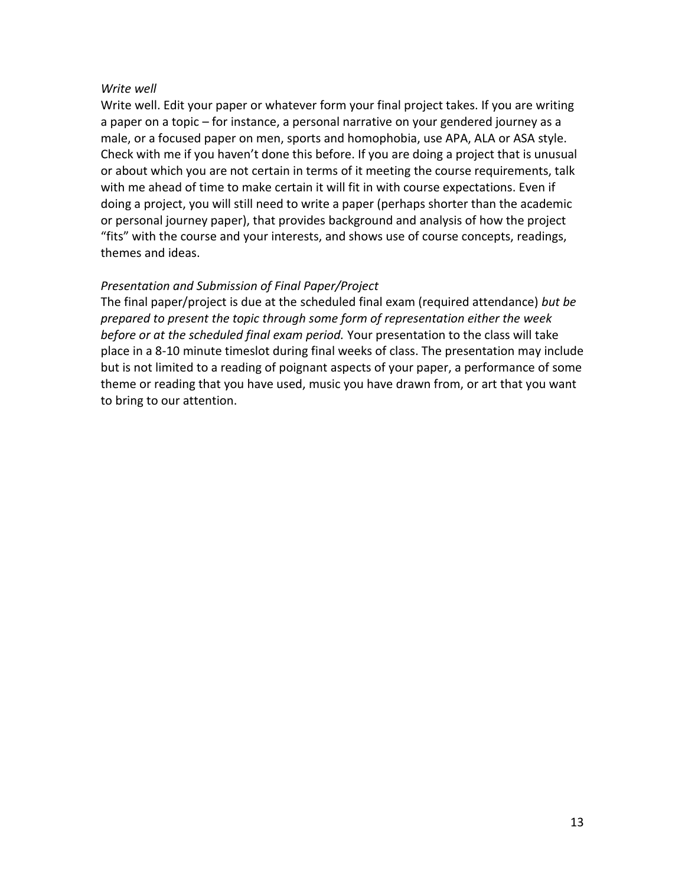*Write well*

Write well. Edit your paper or whatever form your final project takes. If you are writing a paper on a topic – for instance, a personal narrative on your gendered journey as a male, or a focused paper on men, sports and homophobia, use APA, ALA or ASA style. Check with me if you haven't done this before. If you are doing a project that is unusual or about which you are not certain in terms of it meeting the course requirements, talk with me ahead of time to make certain it will fit in with course expectations. Even if doing a project, you will still need to write a paper (perhaps shorter than the academic or personal journey paper), that provides background and analysis of how the project "fits" with the course and your interests, and shows use of course concepts, readings, themes and ideas.

*Presentation and Submission of Final Paper/Project*

The final paper/project is due at the scheduled final exam (required attendance) *but be prepared to present the topic through some form of representation either the week before or at the scheduled final exam period.* Your presentation to the class will take place in a 8-10 minute timeslot during final weeks of class. The presentation may include but is not limited to a reading of poignant aspects of your paper, a performance of some theme or reading that you have used, music you have drawn from, or art that you want to bring to our attention.